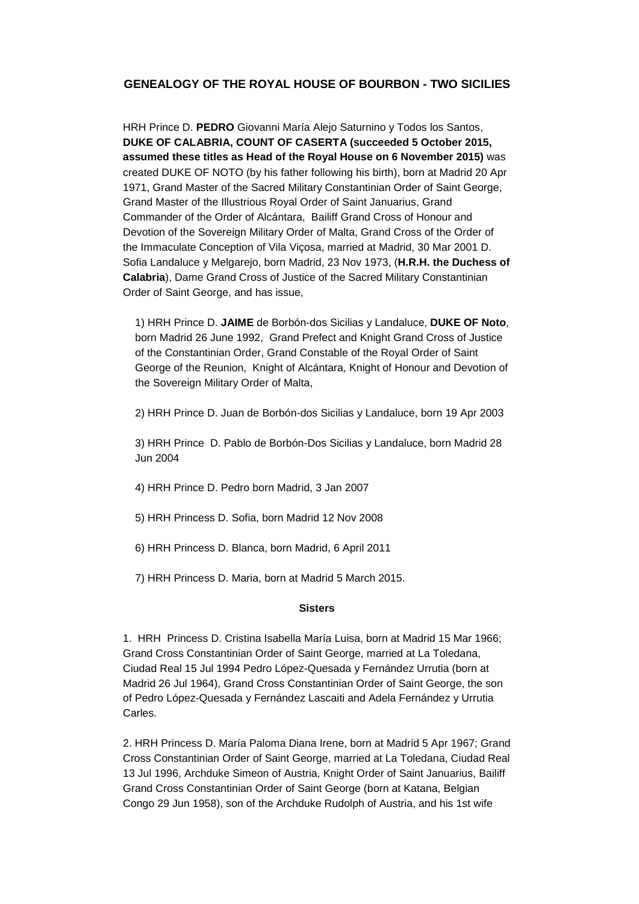## GENEALOGY OF THE ROYAL HOUSE OF BOURBON - TWO SICILIES

HRH Prince D. **PEDRO** Giovanni María Alejo Saturnino y Todos los Santos, **DUKE OF CALABRIA, COUNT OF CASERTA (succeeded 5 October 2015, assumed these titles as Head of the Royal House on 6 November 2015)** was created DUKE OF NOTO (by his father following his birth), born at Madrid 20 Apr 1971, Grand Master of the Sacred Military Constantinian Order of Saint George, Grand Master of the Illustrious Royal Order of Saint Januarius, Grand Commander of the Order of Alcántara, Bailiff Grand Cross of Honour and Devotion of the Sovereign Military Order of Malta, Grand Cross of the Order of the Immaculate Conception of Vila Viçosa, married at Madrid, 30 Mar 2001 D. Sofia Landaluce y Melgarejo, born Madrid, 23 Nov 1973, (**H.R.H. the Duchess of Calabria**), Dame Grand Cross of Justice of the Sacred Military Constantinian Order of Saint George, and has issue,

1) HRH Prince D. **JAIME** de Borbón-dos Sicilias y Landaluce, **DUKE OF Noto**, born Madrid 26 June 1992, Grand Prefect and Knight Grand Cross of Justice of the Constantinian Order, Grand Constable of the Royal Order of Saint George of the Reunion, Knight of Alcántara, Knight of Honour and Devotion of the Sovereign Military Order of Malta,

2) HRH Prince D. Juan de Borbón-dos Sicilias y Landaluce, born 19 Apr 2003

3) HRH Prince D. Pablo de Borbón-Dos Sicilias y Landaluce, born Madrid 28 Jun 2004

4) HRH Prince D. Pedro born Madrid, 3 Jan 2007

5) HRH Princess D. Sofia, born Madrid 12 Nov 2008

6) HRH Princess D. Blanca, born Madrid, 6 April 2011

7) HRH Princess D. Maria, born at Madrid 5 March 2015.

**Sisters**

1. HRH Princess D. Cristina Isabella María Luisa, born at Madrid 15 Mar 1966; Grand Cross Constantinian Order of Saint George, married at La Toledana, Ciudad Real 15 Jul 1994 Pedro López-Quesada y Fernández Urrutia (born at Madrid 26 Jul 1964), Grand Cross Constantinian Order of Saint George, the son of Pedro López-Quesada y Fernández Lascaiti and Adela Fernández y Urrutia Carles.

2. HRH Princess D. María Paloma Diana Irene, born at Madrid 5 Apr 1967; Grand Cross Constantinian Order of Saint George, married at La Toledana, Ciudad Real 13 Jul 1996, Archduke Simeon of Austria, Knight Order of Saint Januarius, Bailiff Grand Cross Constantinian Order of Saint George (born at Katana, Belgian Congo 29 Jun 1958), son of the Archduke Rudolph of Austria, and his 1st wife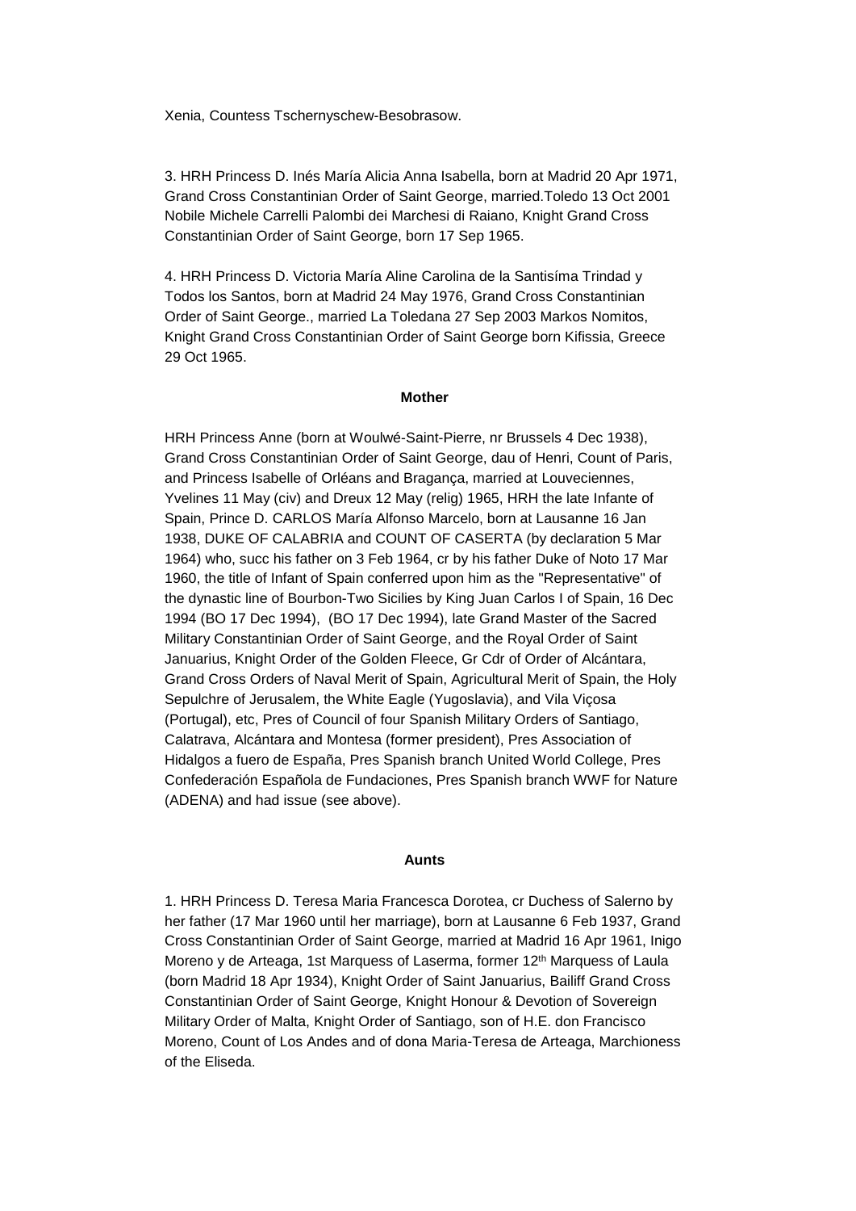Xenia, Countess Tschernyschew-Besobrasow.

3. HRH Princess D. Inés María Alicia Anna Isabella, born at Madrid 20 Apr 1971, Grand Cross Constantinian Order of Saint George, married.Toledo 13 Oct 2001 Nobile Michele Carrelli Palombi dei Marchesi di Raiano, Knight Grand Cross Constantinian Order of Saint George, born 17 Sep 1965.

4. HRH Princess D. Victoria María Aline Carolina de la Santisíma Trindad y Todos los Santos, born at Madrid 24 May 1976, Grand Cross Constantinian Order of Saint George., married La Toledana 27 Sep 2003 Markos Nomitos, Knight Grand Cross Constantinian Order of Saint George born Kifissia, Greece 29 Oct 1965.

**Mother**

HRH Princess Anne (born at Woulwé-Saint-Pierre, nr Brussels 4 Dec 1938), Grand Cross Constantinian Order of Saint George, dau of Henri, Count of Paris, and Princess Isabelle of Orléans and Bragança, married at Louveciennes, Yvelines 11 May (civ) and Dreux 12 May (relig) 1965, HRH the late Infante of Spain, Prince D. CARLOS María Alfonso Marcelo, born at Lausanne 16 Jan 1938, DUKE OF CALABRIA and COUNT OF CASERTA (by declaration 5 Mar 1964) who, succ his father on 3 Feb 1964, cr by his father Duke of Noto 17 Mar 1960, the title of Infant of Spain conferred upon him as the "Representative" of the dynastic line of Bourbon-Two Sicilies by King Juan Carlos I of Spain, 16 Dec 1994 (BO 17 Dec 1994), (BO 17 Dec 1994), late Grand Master of the Sacred Military Constantinian Order of Saint George, and the Royal Order of Saint Januarius, Knight Order of the Golden Fleece, Gr Cdr of Order of Alcántara, Grand Cross Orders of Naval Merit of Spain, Agricultural Merit of Spain, the Holy Sepulchre of Jerusalem, the White Eagle (Yugoslavia), and Vila Viçosa (Portugal), etc, Pres of Council of four Spanish Military Orders of Santiago, Calatrava, Alcántara and Montesa (former president), Pres Association of Hidalgos a fuero de España, Pres Spanish branch United World College, Pres Confederación Española de Fundaciones, Pres Spanish branch WWF for Nature (ADENA) and had issue (see above).

**Aunts**

1. HRH Princess D. Teresa Maria Francesca Dorotea, cr Duchess of Salerno by her father (17 Mar 1960 until her marriage), born at Lausanne 6 Feb 1937, Grand Cross Constantinian Order of Saint George, married at Madrid 16 Apr 1961, Inigo Moreno y de Arteaga, 1st Marquess of Laserma, former 12th Marquess of Laula (born Madrid 18 Apr 1934), Knight Order of Saint Januarius, Bailiff Grand Cross Constantinian Order of Saint George, Knight Honour & Devotion of Sovereign Military Order of Malta, Knight Order of Santiago, son of H.E. don Francisco Moreno, Count of Los Andes and of dona Maria-Teresa de Arteaga, Marchioness of the Eliseda.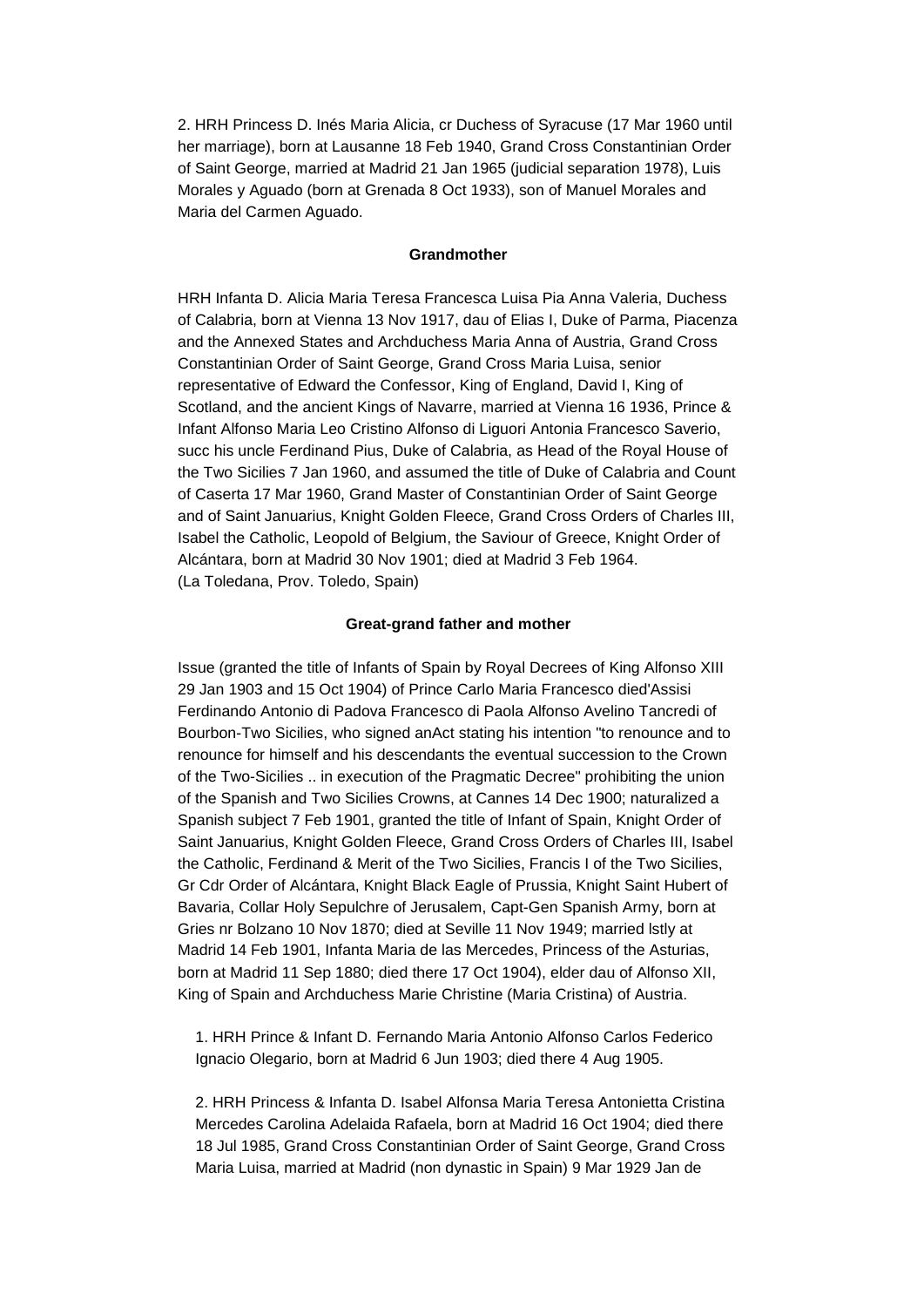2. HRH Princess D. Inés Maria Alicia, cr Duchess of Syracuse (17 Mar 1960 until her marriage), born at Lausanne 18 Feb 1940, Grand Cross Constantinian Order of Saint George, married at Madrid 21 Jan 1965 (judicial separation 1978), Luis Morales y Aguado (born at Grenada 8 Oct 1933), son of Manuel Morales and Maria del Carmen Aguado.

**Grandmother**

HRH Infanta D. Alicia Maria Teresa Francesca Luisa Pia Anna Valeria, Duchess of Calabria, born at Vienna 13 Nov 1917, dau of Elias I, Duke of Parma, Piacenza and the Annexed States and Archduchess Maria Anna of Austria, Grand Cross Constantinian Order of Saint George, Grand Cross Maria Luisa, senior representative of Edward the Confessor, King of England, David I, King of Scotland, and the ancient Kings of Navarre, married at Vienna 16 1936, Prince & Infant Alfonso Maria Leo Cristino Alfonso di Liguori Antonia Francesco Saverio, succ his uncle Ferdinand Pius, Duke of Calabria, as Head of the Royal House of the Two Sicilies 7 Jan 1960, and assumed the title of Duke of Calabria and Count of Caserta 17 Mar 1960, Grand Master of Constantinian Order of Saint George and of Saint Januarius, Knight Golden Fleece, Grand Cross Orders of Charles III, Isabel the Catholic, Leopold of Belgium, the Saviour of Greece, Knight Order of Alcántara, born at Madrid 30 Nov 1901; died at Madrid 3 Feb 1964.
(La Toledana, Prov. Toledo, Spain)

**Great-grand father and mother**

Issue (granted the title of Infants of Spain by Royal Decrees of King Alfonso XIII 29 Jan 1903 and 15 Oct 1904) of Prince Carlo Maria Francesco died'Assisi Ferdinando Antonio di Padova Francesco di Paola Alfonso Avelino Tancredi of Bourbon-Two Sicilies, who signed anAct stating his intention "to renounce and to renounce for himself and his descendants the eventual succession to the Crown of the Two-Sicilies .. in execution of the Pragmatic Decree" prohibiting the union of the Spanish and Two Sicilies Crowns, at Cannes 14 Dec 1900; naturalized a Spanish subject 7 Feb 1901, granted the title of Infant of Spain, Knight Order of Saint Januarius, Knight Golden Fleece, Grand Cross Orders of Charles III, Isabel the Catholic, Ferdinand & Merit of the Two Sicilies, Francis I of the Two Sicilies, Gr Cdr Order of Alcántara, Knight Black Eagle of Prussia, Knight Saint Hubert of Bavaria, Collar Holy Sepulchre of Jerusalem, Capt-Gen Spanish Army, born at Gries nr Bolzano 10 Nov 1870; died at Seville 11 Nov 1949; married lstly at Madrid 14 Feb 1901, Infanta Maria de las Mercedes, Princess of the Asturias, born at Madrid 11 Sep 1880; died there 17 Oct 1904), elder dau of Alfonso XII, King of Spain and Archduchess Marie Christine (Maria Cristina) of Austria.

1. HRH Prince & Infant D. Fernando Maria Antonio Alfonso Carlos Federico Ignacio Olegario, born at Madrid 6 Jun 1903; died there 4 Aug 1905.

2. HRH Princess & Infanta D. Isabel Alfonsa Maria Teresa Antonietta Cristina Mercedes Carolina Adelaida Rafaela, born at Madrid 16 Oct 1904; died there 18 Jul 1985, Grand Cross Constantinian Order of Saint George, Grand Cross Maria Luisa, married at Madrid (non dynastic in Spain) 9 Mar 1929 Jan de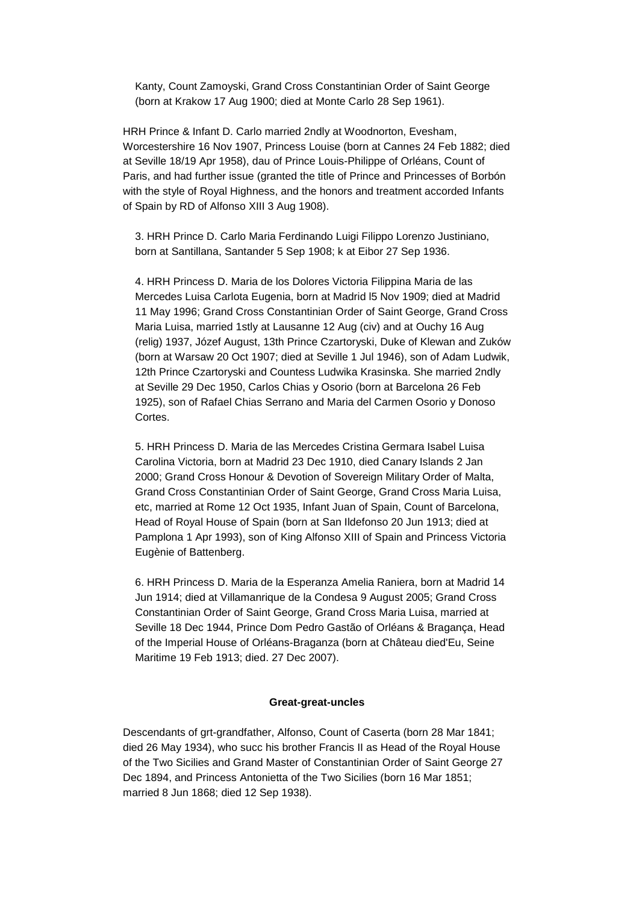Kanty, Count Zamoyski, Grand Cross Constantinian Order of Saint George (born at Krakow 17 Aug 1900; died at Monte Carlo 28 Sep 1961).

HRH Prince & Infant D. Carlo married 2ndly at Woodnorton, Evesham, Worcestershire 16 Nov 1907, Princess Louise (born at Cannes 24 Feb 1882; died at Seville 18/19 Apr 1958), dau of Prince Louis-Philippe of Orléans, Count of Paris, and had further issue (granted the title of Prince and Princesses of Borbón with the style of Royal Highness, and the honors and treatment accorded Infants of Spain by RD of Alfonso XIII 3 Aug 1908).

3. HRH Prince D. Carlo Maria Ferdinando Luigi Filippo Lorenzo Justiniano, born at Santillana, Santander 5 Sep 1908; k at Eibor 27 Sep 1936.

4. HRH Princess D. Maria de los Dolores Victoria Filippina Maria de las Mercedes Luisa Carlota Eugenia, born at Madrid l5 Nov 1909; died at Madrid 11 May 1996; Grand Cross Constantinian Order of Saint George, Grand Cross Maria Luisa, married 1stly at Lausanne 12 Aug (civ) and at Ouchy 16 Aug (relig) 1937, Józef August, 13th Prince Czartoryski, Duke of Klewan and Zuków (born at Warsaw 20 Oct 1907; died at Seville 1 Jul 1946), son of Adam Ludwik, 12th Prince Czartoryski and Countess Ludwika Krasinska. She married 2ndly at Seville 29 Dec 1950, Carlos Chias y Osorio (born at Barcelona 26 Feb 1925), son of Rafael Chias Serrano and Maria del Carmen Osorio y Donoso Cortes.

5. HRH Princess D. Maria de las Mercedes Cristina Germara Isabel Luisa Carolina Victoria, born at Madrid 23 Dec 1910, died Canary Islands 2 Jan 2000; Grand Cross Honour & Devotion of Sovereign Military Order of Malta, Grand Cross Constantinian Order of Saint George, Grand Cross Maria Luisa, etc, married at Rome 12 Oct 1935, Infant Juan of Spain, Count of Barcelona, Head of Royal House of Spain (born at San Ildefonso 20 Jun 1913; died at Pamplona 1 Apr 1993), son of King Alfonso XIII of Spain and Princess Victoria Eugènie of Battenberg.

6. HRH Princess D. Maria de la Esperanza Amelia Raniera, born at Madrid 14 Jun 1914; died at Villamanrique de la Condesa 9 August 2005; Grand Cross Constantinian Order of Saint George, Grand Cross Maria Luisa, married at Seville 18 Dec 1944, Prince Dom Pedro Gastão of Orléans & Bragança, Head of the Imperial House of Orléans-Braganza (born at Château died'Eu, Seine Maritime 19 Feb 1913; died. 27 Dec 2007).

**Great-great-uncles**

Descendants of grt-grandfather, Alfonso, Count of Caserta (born 28 Mar 1841; died 26 May 1934), who succ his brother Francis II as Head of the Royal House of the Two Sicilies and Grand Master of Constantinian Order of Saint George 27 Dec 1894, and Princess Antonietta of the Two Sicilies (born 16 Mar 1851; married 8 Jun 1868; died 12 Sep 1938).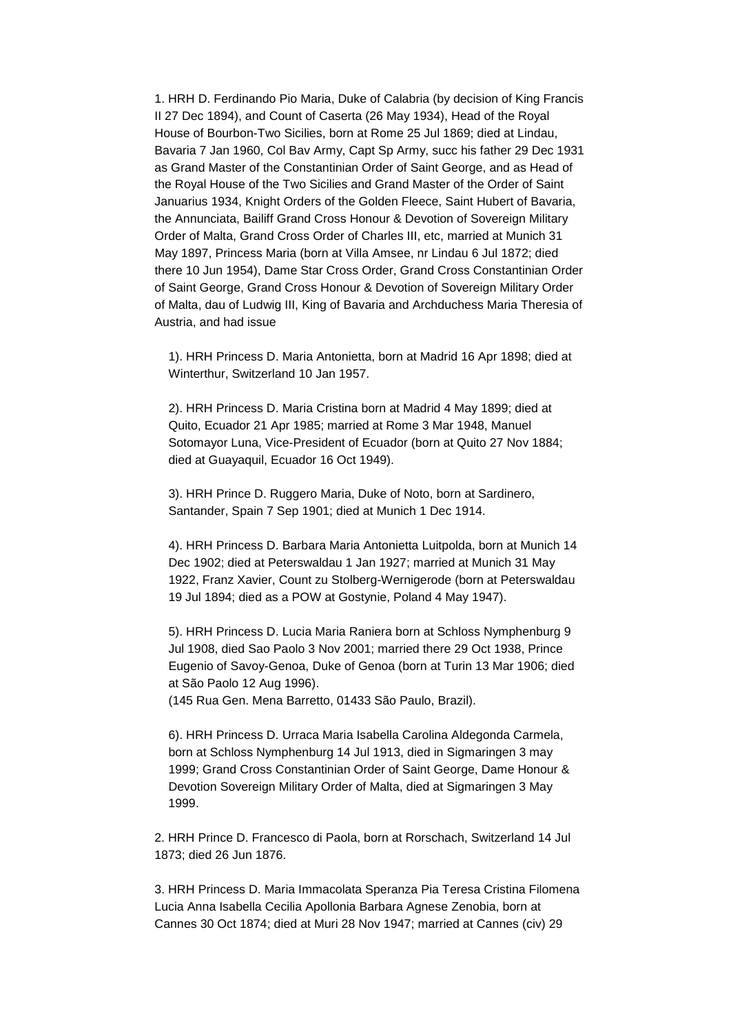1. HRH D. Ferdinando Pio Maria, Duke of Calabria (by decision of King Francis II 27 Dec 1894), and Count of Caserta (26 May 1934), Head of the Royal House of Bourbon-Two Sicilies, born at Rome 25 Jul 1869; died at Lindau, Bavaria 7 Jan 1960, Col Bav Army, Capt Sp Army, succ his father 29 Dec 1931 as Grand Master of the Constantinian Order of Saint George, and as Head of the Royal House of the Two Sicilies and Grand Master of the Order of Saint Januarius 1934, Knight Orders of the Golden Fleece, Saint Hubert of Bavaria, the Annunciata, Bailiff Grand Cross Honour & Devotion of Sovereign Military Order of Malta, Grand Cross Order of Charles III, etc, married at Munich 31 May 1897, Princess Maria (born at Villa Amsee, nr Lindau 6 Jul 1872; died there 10 Jun 1954), Dame Star Cross Order, Grand Cross Constantinian Order of Saint George, Grand Cross Honour & Devotion of Sovereign Military Order of Malta, dau of Ludwig III, King of Bavaria and Archduchess Maria Theresia of Austria, and had issue

   1). HRH Princess D. Maria Antonietta, born at Madrid 16 Apr 1898; died at Winterthur, Switzerland 10 Jan 1957.

   2). HRH Princess D. Maria Cristina born at Madrid 4 May 1899; died at Quito, Ecuador 21 Apr 1985; married at Rome 3 Mar 1948, Manuel Sotomayor Luna, Vice-President of Ecuador (born at Quito 27 Nov 1884; died at Guayaquil, Ecuador 16 Oct 1949).

   3). HRH Prince D. Ruggero Maria, Duke of Noto, born at Sardinero, Santander, Spain 7 Sep 1901; died at Munich 1 Dec 1914.

   4). HRH Princess D. Barbara Maria Antonietta Luitpolda, born at Munich 14 Dec 1902; died at Peterswaldau 1 Jan 1927; married at Munich 31 May 1922, Franz Xavier, Count zu Stolberg-Wernigerode (born at Peterswaldau 19 Jul 1894; died as a POW at Gostynie, Poland 4 May 1947).

   5). HRH Princess D. Lucia Maria Raniera born at Schloss Nymphenburg 9 Jul 1908, died Sao Paolo 3 Nov 2001; married there 29 Oct 1938, Prince Eugenio of Savoy-Genoa, Duke of Genoa (born at Turin 13 Mar 1906; died at São Paolo 12 Aug 1996).
   (145 Rua Gen. Mena Barretto, 01433 São Paulo, Brazil).

   6). HRH Princess D. Urraca Maria Isabella Carolina Aldegonda Carmela, born at Schloss Nymphenburg 14 Jul 1913, died in Sigmaringen 3 may 1999; Grand Cross Constantinian Order of Saint George, Dame Honour & Devotion Sovereign Military Order of Malta, died at Sigmaringen 3 May 1999.

2. HRH Prince D. Francesco di Paola, born at Rorschach, Switzerland 14 Jul 1873; died 26 Jun 1876.

3. HRH Princess D. Maria Immacolata Speranza Pia Teresa Cristina Filomena Lucia Anna Isabella Cecilia Apollonia Barbara Agnese Zenobia, born at Cannes 30 Oct 1874; died at Muri 28 Nov 1947; married at Cannes (civ) 29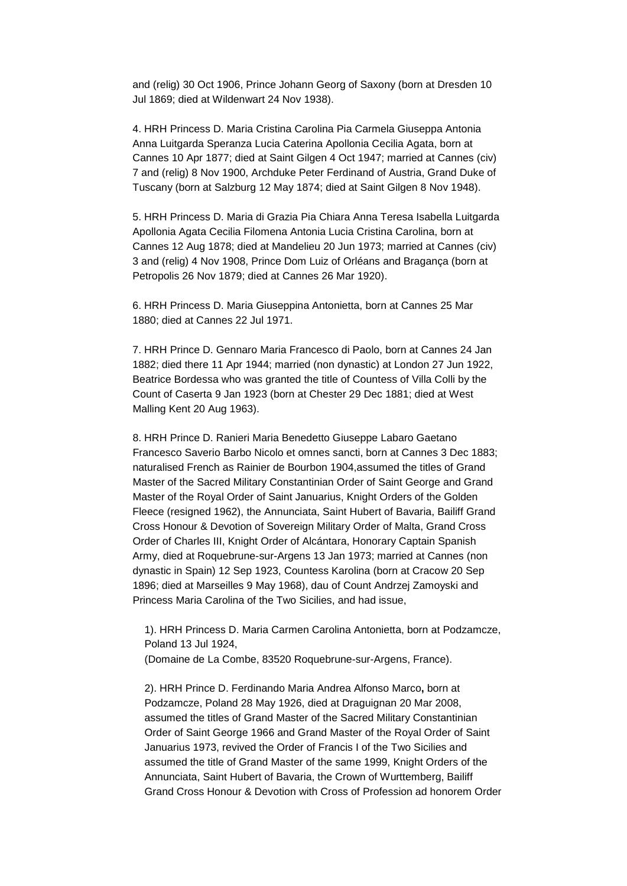and (relig) 30 Oct 1906, Prince Johann Georg of Saxony (born at Dresden 10 Jul 1869; died at Wildenwart 24 Nov 1938).

4. HRH Princess D. Maria Cristina Carolina Pia Carmela Giuseppa Antonia Anna Luitgarda Speranza Lucia Caterina Apollonia Cecilia Agata, born at Cannes 10 Apr 1877; died at Saint Gilgen 4 Oct 1947; married at Cannes (civ) 7 and (relig) 8 Nov 1900, Archduke Peter Ferdinand of Austria, Grand Duke of Tuscany (born at Salzburg 12 May 1874; died at Saint Gilgen 8 Nov 1948).

5. HRH Princess D. Maria di Grazia Pia Chiara Anna Teresa Isabella Luitgarda Apollonia Agata Cecilia Filomena Antonia Lucia Cristina Carolina, born at Cannes 12 Aug 1878; died at Mandelieu 20 Jun 1973; married at Cannes (civ) 3 and (relig) 4 Nov 1908, Prince Dom Luiz of Orléans and Bragança (born at Petropolis 26 Nov 1879; died at Cannes 26 Mar 1920).

6. HRH Princess D. Maria Giuseppina Antonietta, born at Cannes 25 Mar 1880; died at Cannes 22 Jul 1971.

7. HRH Prince D. Gennaro Maria Francesco di Paolo, born at Cannes 24 Jan 1882; died there 11 Apr 1944; married (non dynastic) at London 27 Jun 1922, Beatrice Bordessa who was granted the title of Countess of Villa Colli by the Count of Caserta 9 Jan 1923 (born at Chester 29 Dec 1881; died at West Malling Kent 20 Aug 1963).

8. HRH Prince D. Ranieri Maria Benedetto Giuseppe Labaro Gaetano Francesco Saverio Barbo Nicolo et omnes sancti, born at Cannes 3 Dec 1883; naturalised French as Rainier de Bourbon 1904,assumed the titles of Grand Master of the Sacred Military Constantinian Order of Saint George and Grand Master of the Royal Order of Saint Januarius, Knight Orders of the Golden Fleece (resigned 1962), the Annunciata, Saint Hubert of Bavaria, Bailiff Grand Cross Honour & Devotion of Sovereign Military Order of Malta, Grand Cross Order of Charles III, Knight Order of Alcántara, Honorary Captain Spanish Army, died at Roquebrune-sur-Argens 13 Jan 1973; married at Cannes (non dynastic in Spain) 12 Sep 1923, Countess Karolina (born at Cracow 20 Sep 1896; died at Marseilles 9 May 1968), dau of Count Andrzej Zamoyski and Princess Maria Carolina of the Two Sicilies, and had issue,

1). HRH Princess D. Maria Carmen Carolina Antonietta, born at Podzamcze, Poland 13 Jul 1924,
(Domaine de La Combe, 83520 Roquebrune-sur-Argens, France).

2). HRH Prince D. Ferdinando Maria Andrea Alfonso Marco**,** born at Podzamcze, Poland 28 May 1926, died at Draguignan 20 Mar 2008, assumed the titles of Grand Master of the Sacred Military Constantinian Order of Saint George 1966 and Grand Master of the Royal Order of Saint Januarius 1973, revived the Order of Francis I of the Two Sicilies and assumed the title of Grand Master of the same 1999, Knight Orders of the Annunciata, Saint Hubert of Bavaria, the Crown of Wurttemberg, Bailiff Grand Cross Honour & Devotion with Cross of Profession ad honorem Order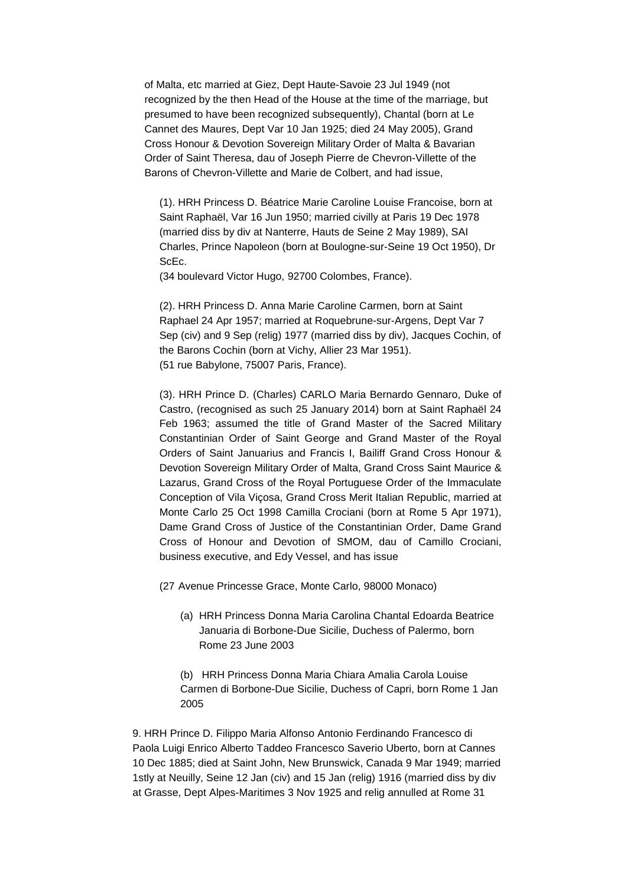of Malta, etc married at Giez, Dept Haute-Savoie 23 Jul 1949 (not recognized by the then Head of the House at the time of the marriage, but presumed to have been recognized subsequently), Chantal (born at Le Cannet des Maures, Dept Var 10 Jan 1925; died 24 May 2005), Grand Cross Honour & Devotion Sovereign Military Order of Malta & Bavarian Order of Saint Theresa, dau of Joseph Pierre de Chevron-Villette of the Barons of Chevron-Villette and Marie de Colbert, and had issue,

(1). HRH Princess D. Béatrice Marie Caroline Louise Francoise, born at Saint Raphaël, Var 16 Jun 1950; married civilly at Paris 19 Dec 1978 (married diss by div at Nanterre, Hauts de Seine 2 May 1989), SAI Charles, Prince Napoleon (born at Boulogne-sur-Seine 19 Oct 1950), Dr ScEc.
(34 boulevard Victor Hugo, 92700 Colombes, France).

(2). HRH Princess D. Anna Marie Caroline Carmen, born at Saint Raphael 24 Apr 1957; married at Roquebrune-sur-Argens, Dept Var 7 Sep (civ) and 9 Sep (relig) 1977 (married diss by div), Jacques Cochin, of the Barons Cochin (born at Vichy, Allier 23 Mar 1951).
(51 rue Babylone, 75007 Paris, France).

(3). HRH Prince D. (Charles) CARLO Maria Bernardo Gennaro, Duke of Castro, (recognised as such 25 January 2014) born at Saint Raphaël 24 Feb 1963; assumed the title of Grand Master of the Sacred Military Constantinian Order of Saint George and Grand Master of the Royal Orders of Saint Januarius and Francis I, Bailiff Grand Cross Honour & Devotion Sovereign Military Order of Malta, Grand Cross Saint Maurice & Lazarus, Grand Cross of the Royal Portuguese Order of the Immaculate Conception of Vila Viçosa, Grand Cross Merit Italian Republic, married at Monte Carlo 25 Oct 1998 Camilla Crociani (born at Rome 5 Apr 1971), Dame Grand Cross of Justice of the Constantinian Order, Dame Grand Cross of Honour and Devotion of SMOM, dau of Camillo Crociani, business executive, and Edy Vessel, and has issue

(27 Avenue Princesse Grace, Monte Carlo, 98000 Monaco)

(a) HRH Princess Donna Maria Carolina Chantal Edoarda Beatrice Januaria di Borbone-Due Sicilie, Duchess of Palermo, born Rome 23 June 2003

(b) HRH Princess Donna Maria Chiara Amalia Carola Louise Carmen di Borbone-Due Sicilie, Duchess of Capri, born Rome 1 Jan 2005

9. HRH Prince D. Filippo Maria Alfonso Antonio Ferdinando Francesco di Paola Luigi Enrico Alberto Taddeo Francesco Saverio Uberto, born at Cannes 10 Dec 1885; died at Saint John, New Brunswick, Canada 9 Mar 1949; married 1stly at Neuilly, Seine 12 Jan (civ) and 15 Jan (relig) 1916 (married diss by div at Grasse, Dept Alpes-Maritimes 3 Nov 1925 and relig annulled at Rome 31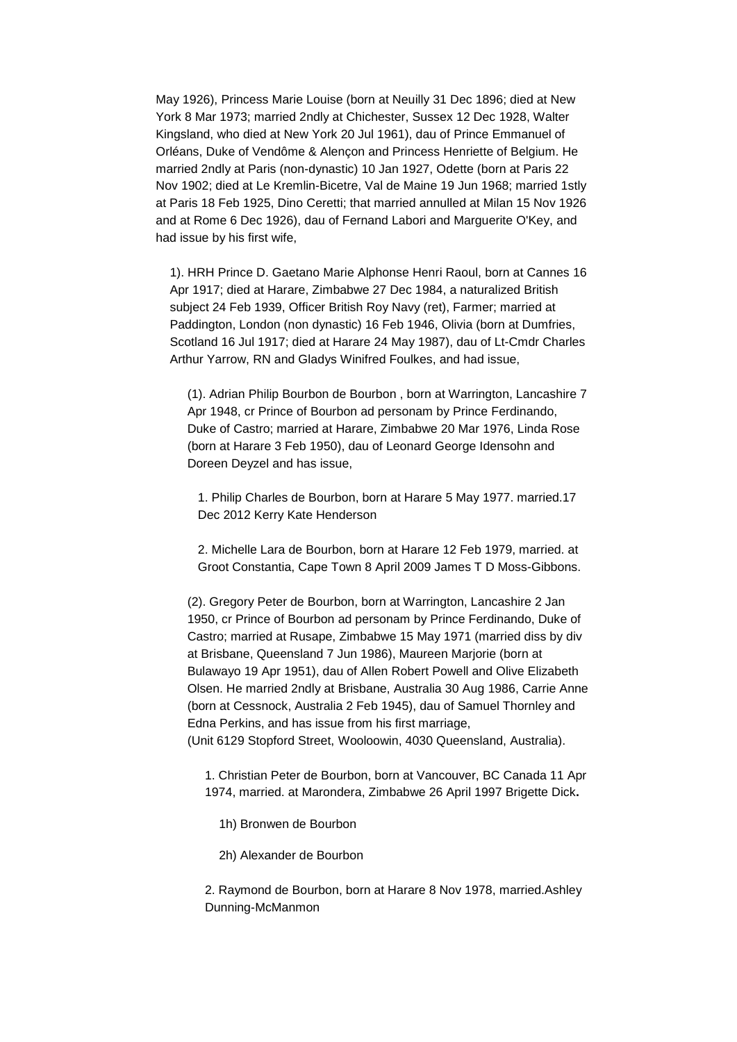May 1926), Princess Marie Louise (born at Neuilly 31 Dec 1896; died at New York 8 Mar 1973; married 2ndly at Chichester, Sussex 12 Dec 1928, Walter Kingsland, who died at New York 20 Jul 1961), dau of Prince Emmanuel of Orléans, Duke of Vendôme & Alençon and Princess Henriette of Belgium. He married 2ndly at Paris (non-dynastic) 10 Jan 1927, Odette (born at Paris 22 Nov 1902; died at Le Kremlin-Bicetre, Val de Maine 19 Jun 1968; married 1stly at Paris 18 Feb 1925, Dino Ceretti; that married annulled at Milan 15 Nov 1926 and at Rome 6 Dec 1926), dau of Fernand Labori and Marguerite O'Key, and had issue by his first wife,

1). HRH Prince D. Gaetano Marie Alphonse Henri Raoul, born at Cannes 16 Apr 1917; died at Harare, Zimbabwe 27 Dec 1984, a naturalized British subject 24 Feb 1939, Officer British Roy Navy (ret), Farmer; married at Paddington, London (non dynastic) 16 Feb 1946, Olivia (born at Dumfries, Scotland 16 Jul 1917; died at Harare 24 May 1987), dau of Lt-Cmdr Charles Arthur Yarrow, RN and Gladys Winifred Foulkes, and had issue,

(1). Adrian Philip Bourbon de Bourbon , born at Warrington, Lancashire 7 Apr 1948, cr Prince of Bourbon ad personam by Prince Ferdinando, Duke of Castro; married at Harare, Zimbabwe 20 Mar 1976, Linda Rose (born at Harare 3 Feb 1950), dau of Leonard George Idensohn and Doreen Deyzel and has issue,

1. Philip Charles de Bourbon, born at Harare 5 May 1977. married.17 Dec 2012 Kerry Kate Henderson

2. Michelle Lara de Bourbon, born at Harare 12 Feb 1979, married. at Groot Constantia, Cape Town 8 April 2009 James T D Moss-Gibbons.

(2). Gregory Peter de Bourbon, born at Warrington, Lancashire 2 Jan 1950, cr Prince of Bourbon ad personam by Prince Ferdinando, Duke of Castro; married at Rusape, Zimbabwe 15 May 1971 (married diss by div at Brisbane, Queensland 7 Jun 1986), Maureen Marjorie (born at Bulawayo 19 Apr 1951), dau of Allen Robert Powell and Olive Elizabeth Olsen. He married 2ndly at Brisbane, Australia 30 Aug 1986, Carrie Anne (born at Cessnock, Australia 2 Feb 1945), dau of Samuel Thornley and Edna Perkins, and has issue from his first marriage,
(Unit 6129 Stopford Street, Wooloowin, 4030 Queensland, Australia).

1. Christian Peter de Bourbon, born at Vancouver, BC Canada 11 Apr 1974, married. at Marondera, Zimbabwe 26 April 1997 Brigette Dick**.**

1h) Bronwen de Bourbon

2h) Alexander de Bourbon

2. Raymond de Bourbon, born at Harare 8 Nov 1978, married.Ashley Dunning-McManmon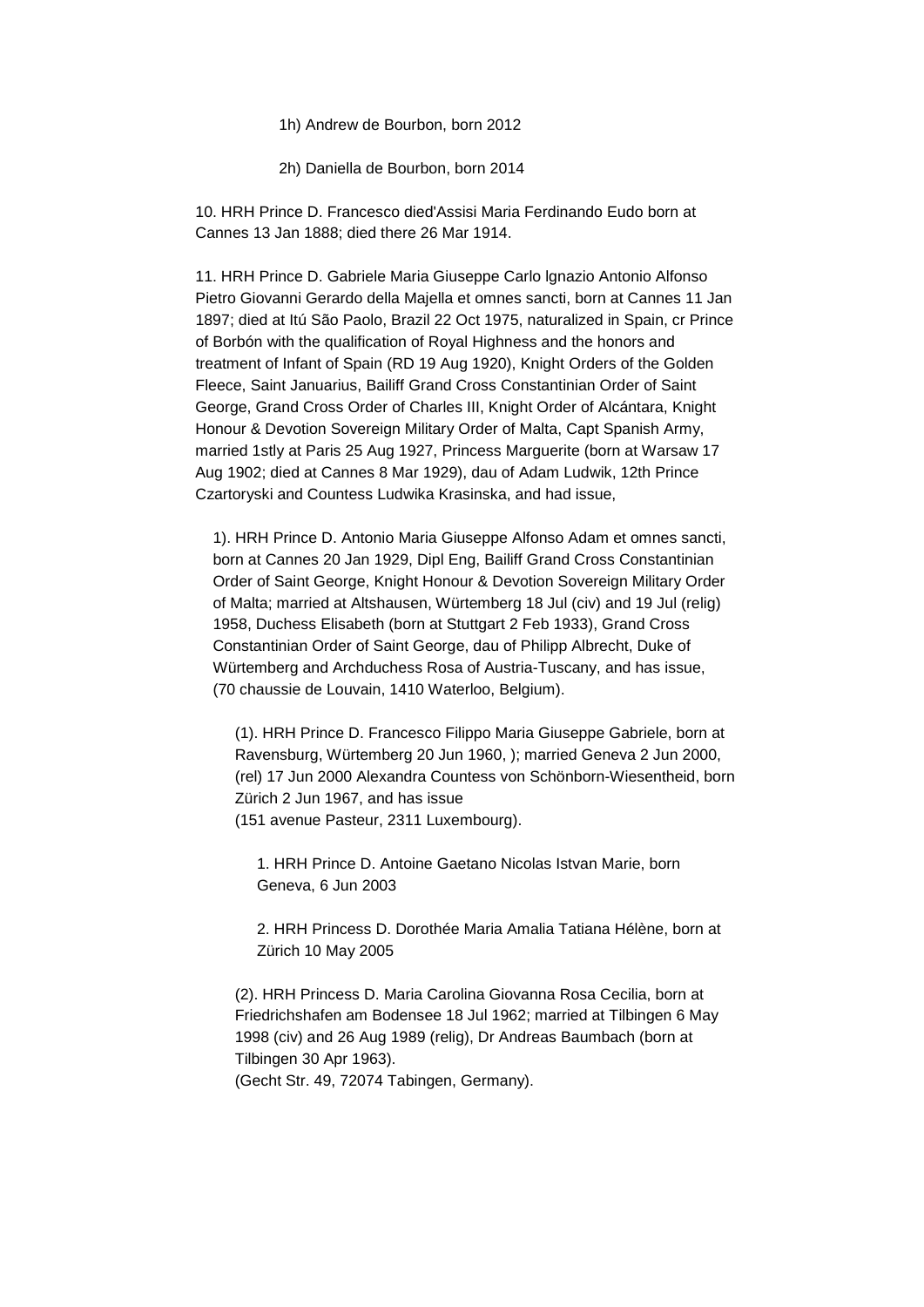1h) Andrew de Bourbon, born 2012

2h) Daniella de Bourbon, born 2014

10. HRH Prince D. Francesco died'Assisi Maria Ferdinando Eudo born at Cannes 13 Jan 1888; died there 26 Mar 1914.

11. HRH Prince D. Gabriele Maria Giuseppe Carlo lgnazio Antonio Alfonso Pietro Giovanni Gerardo della Majella et omnes sancti, born at Cannes 11 Jan 1897; died at Itú São Paolo, Brazil 22 Oct 1975, naturalized in Spain, cr Prince of Borbón with the qualification of Royal Highness and the honors and treatment of Infant of Spain (RD 19 Aug 1920), Knight Orders of the Golden Fleece, Saint Januarius, Bailiff Grand Cross Constantinian Order of Saint George, Grand Cross Order of Charles III, Knight Order of Alcántara, Knight Honour & Devotion Sovereign Military Order of Malta, Capt Spanish Army, married 1stly at Paris 25 Aug 1927, Princess Marguerite (born at Warsaw 17 Aug 1902; died at Cannes 8 Mar 1929), dau of Adam Ludwik, 12th Prince Czartoryski and Countess Ludwika Krasinska, and had issue,

1). HRH Prince D. Antonio Maria Giuseppe Alfonso Adam et omnes sancti, born at Cannes 20 Jan 1929, Dipl Eng, Bailiff Grand Cross Constantinian Order of Saint George, Knight Honour & Devotion Sovereign Military Order of Malta; married at Altshausen, Würtemberg 18 Jul (civ) and 19 Jul (relig) 1958, Duchess Elisabeth (born at Stuttgart 2 Feb 1933), Grand Cross Constantinian Order of Saint George, dau of Philipp Albrecht, Duke of Würtemberg and Archduchess Rosa of Austria-Tuscany, and has issue, (70 chaussie de Louvain, 1410 Waterloo, Belgium).

(1). HRH Prince D. Francesco Filippo Maria Giuseppe Gabriele, born at Ravensburg, Würtemberg 20 Jun 1960, ); married Geneva 2 Jun 2000, (rel) 17 Jun 2000 Alexandra Countess von Schönborn-Wiesentheid, born Zürich 2 Jun 1967, and has issue
(151 avenue Pasteur, 2311 Luxembourg).

1. HRH Prince D. Antoine Gaetano Nicolas Istvan Marie, born Geneva, 6 Jun 2003

2. HRH Princess D. Dorothée Maria Amalia Tatiana Hélène, born at Zürich 10 May 2005

(2). HRH Princess D. Maria Carolina Giovanna Rosa Cecilia, born at Friedrichshafen am Bodensee 18 Jul 1962; married at Tilbingen 6 May 1998 (civ) and 26 Aug 1989 (relig), Dr Andreas Baumbach (born at Tilbingen 30 Apr 1963).
(Gecht Str. 49, 72074 Tabingen, Germany).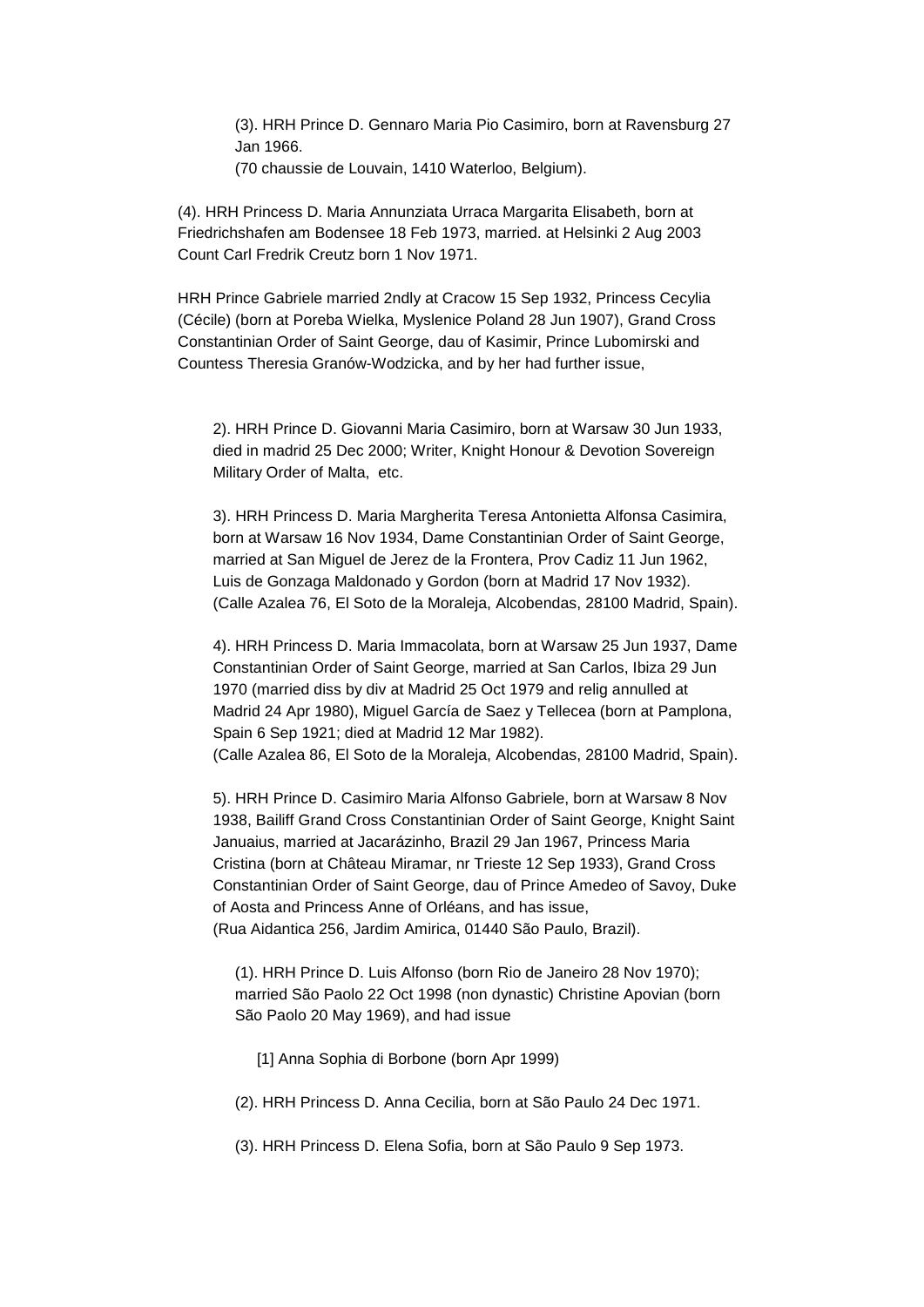(3). HRH Prince D. Gennaro Maria Pio Casimiro, born at Ravensburg 27 Jan 1966.
(70 chaussie de Louvain, 1410 Waterloo, Belgium).

(4). HRH Princess D. Maria Annunziata Urraca Margarita Elisabeth, born at Friedrichshafen am Bodensee 18 Feb 1973, married. at Helsinki 2 Aug 2003 Count Carl Fredrik Creutz born 1 Nov 1971.

HRH Prince Gabriele married 2ndly at Cracow 15 Sep 1932, Princess Cecylia (Cécile) (born at Poreba Wielka, Myslenice Poland 28 Jun 1907), Grand Cross Constantinian Order of Saint George, dau of Kasimir, Prince Lubomirski and Countess Theresia Granów-Wodzicka, and by her had further issue,

2). HRH Prince D. Giovanni Maria Casimiro, born at Warsaw 30 Jun 1933, died in madrid 25 Dec 2000; Writer, Knight Honour & Devotion Sovereign Military Order of Malta, etc.

3). HRH Princess D. Maria Margherita Teresa Antonietta Alfonsa Casimira, born at Warsaw 16 Nov 1934, Dame Constantinian Order of Saint George, married at San Miguel de Jerez de la Frontera, Prov Cadiz 11 Jun 1962, Luis de Gonzaga Maldonado y Gordon (born at Madrid 17 Nov 1932).
(Calle Azalea 76, El Soto de la Moraleja, Alcobendas, 28100 Madrid, Spain).

4). HRH Princess D. Maria Immacolata, born at Warsaw 25 Jun 1937, Dame Constantinian Order of Saint George, married at San Carlos, Ibiza 29 Jun 1970 (married diss by div at Madrid 25 Oct 1979 and relig annulled at Madrid 24 Apr 1980), Miguel García de Saez y Tellecea (born at Pamplona, Spain 6 Sep 1921; died at Madrid 12 Mar 1982).
(Calle Azalea 86, El Soto de la Moraleja, Alcobendas, 28100 Madrid, Spain).

5). HRH Prince D. Casimiro Maria Alfonso Gabriele, born at Warsaw 8 Nov 1938, Bailiff Grand Cross Constantinian Order of Saint George, Knight Saint Januaius, married at Jacarázinho, Brazil 29 Jan 1967, Princess Maria Cristina (born at Château Miramar, nr Trieste 12 Sep 1933), Grand Cross Constantinian Order of Saint George, dau of Prince Amedeo of Savoy, Duke of Aosta and Princess Anne of Orléans, and has issue,
(Rua Aidantica 256, Jardim Amirica, 01440 São Paulo, Brazil).

(1). HRH Prince D. Luis Alfonso (born Rio de Janeiro 28 Nov 1970); married São Paolo 22 Oct 1998 (non dynastic) Christine Apovian (born São Paolo 20 May 1969), and had issue

[1] Anna Sophia di Borbone (born Apr 1999)

(2). HRH Princess D. Anna Cecilia, born at São Paulo 24 Dec 1971.

(3). HRH Princess D. Elena Sofia, born at São Paulo 9 Sep 1973.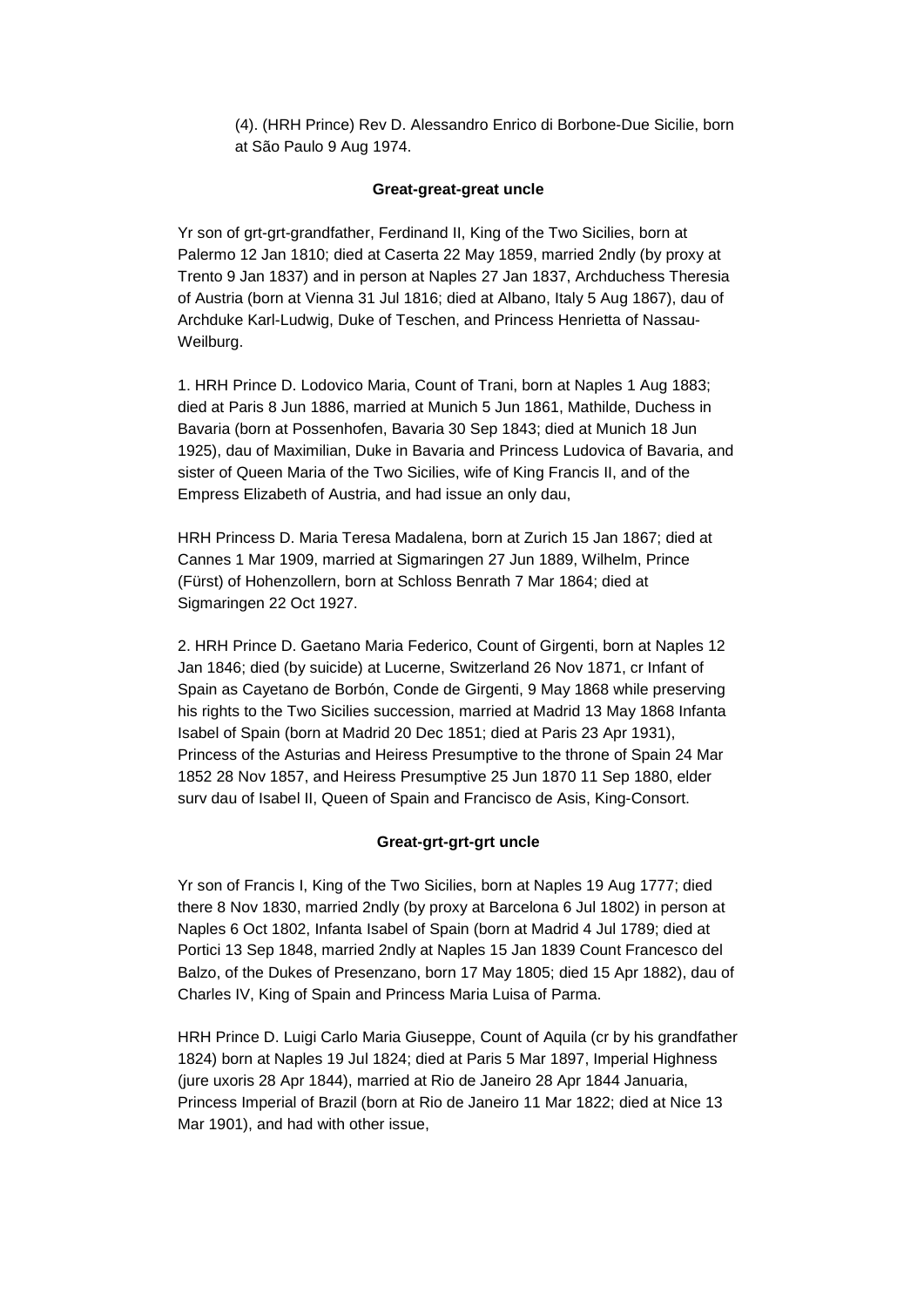(4). (HRH Prince) Rev D. Alessandro Enrico di Borbone-Due Sicilie, born at São Paulo 9 Aug 1974.

**Great-great-great uncle**

Yr son of grt-grt-grandfather, Ferdinand II, King of the Two Sicilies, born at Palermo 12 Jan 1810; died at Caserta 22 May 1859, married 2ndly (by proxy at Trento 9 Jan 1837) and in person at Naples 27 Jan 1837, Archduchess Theresia of Austria (born at Vienna 31 Jul 1816; died at Albano, Italy 5 Aug 1867), dau of Archduke Karl-Ludwig, Duke of Teschen, and Princess Henrietta of Nassau-Weilburg.

1. HRH Prince D. Lodovico Maria, Count of Trani, born at Naples 1 Aug 1883; died at Paris 8 Jun 1886, married at Munich 5 Jun 1861, Mathilde, Duchess in Bavaria (born at Possenhofen, Bavaria 30 Sep 1843; died at Munich 18 Jun 1925), dau of Maximilian, Duke in Bavaria and Princess Ludovica of Bavaria, and sister of Queen Maria of the Two Sicilies, wife of King Francis II, and of the Empress Elizabeth of Austria, and had issue an only dau,

HRH Princess D. Maria Teresa Madalena, born at Zurich 15 Jan 1867; died at Cannes 1 Mar 1909, married at Sigmaringen 27 Jun 1889, Wilhelm, Prince (Fürst) of Hohenzollern, born at Schloss Benrath 7 Mar 1864; died at Sigmaringen 22 Oct 1927.

2. HRH Prince D. Gaetano Maria Federico, Count of Girgenti, born at Naples 12 Jan 1846; died (by suicide) at Lucerne, Switzerland 26 Nov 1871, cr Infant of Spain as Cayetano de Borbón, Conde de Girgenti, 9 May 1868 while preserving his rights to the Two Sicilies succession, married at Madrid 13 May 1868 Infanta Isabel of Spain (born at Madrid 20 Dec 1851; died at Paris 23 Apr 1931), Princess of the Asturias and Heiress Presumptive to the throne of Spain 24 Mar 1852 28 Nov 1857, and Heiress Presumptive 25 Jun 1870 11 Sep 1880, elder surv dau of Isabel II, Queen of Spain and Francisco de Asis, King-Consort.

**Great-grt-grt-grt uncle**

Yr son of Francis I, King of the Two Sicilies, born at Naples 19 Aug 1777; died there 8 Nov 1830, married 2ndly (by proxy at Barcelona 6 Jul 1802) in person at Naples 6 Oct 1802, Infanta Isabel of Spain (born at Madrid 4 Jul 1789; died at Portici 13 Sep 1848, married 2ndly at Naples 15 Jan 1839 Count Francesco del Balzo, of the Dukes of Presenzano, born 17 May 1805; died 15 Apr 1882), dau of Charles IV, King of Spain and Princess Maria Luisa of Parma.

HRH Prince D. Luigi Carlo Maria Giuseppe, Count of Aquila (cr by his grandfather 1824) born at Naples 19 Jul 1824; died at Paris 5 Mar 1897, Imperial Highness (jure uxoris 28 Apr 1844), married at Rio de Janeiro 28 Apr 1844 Januaria, Princess Imperial of Brazil (born at Rio de Janeiro 11 Mar 1822; died at Nice 13 Mar 1901), and had with other issue,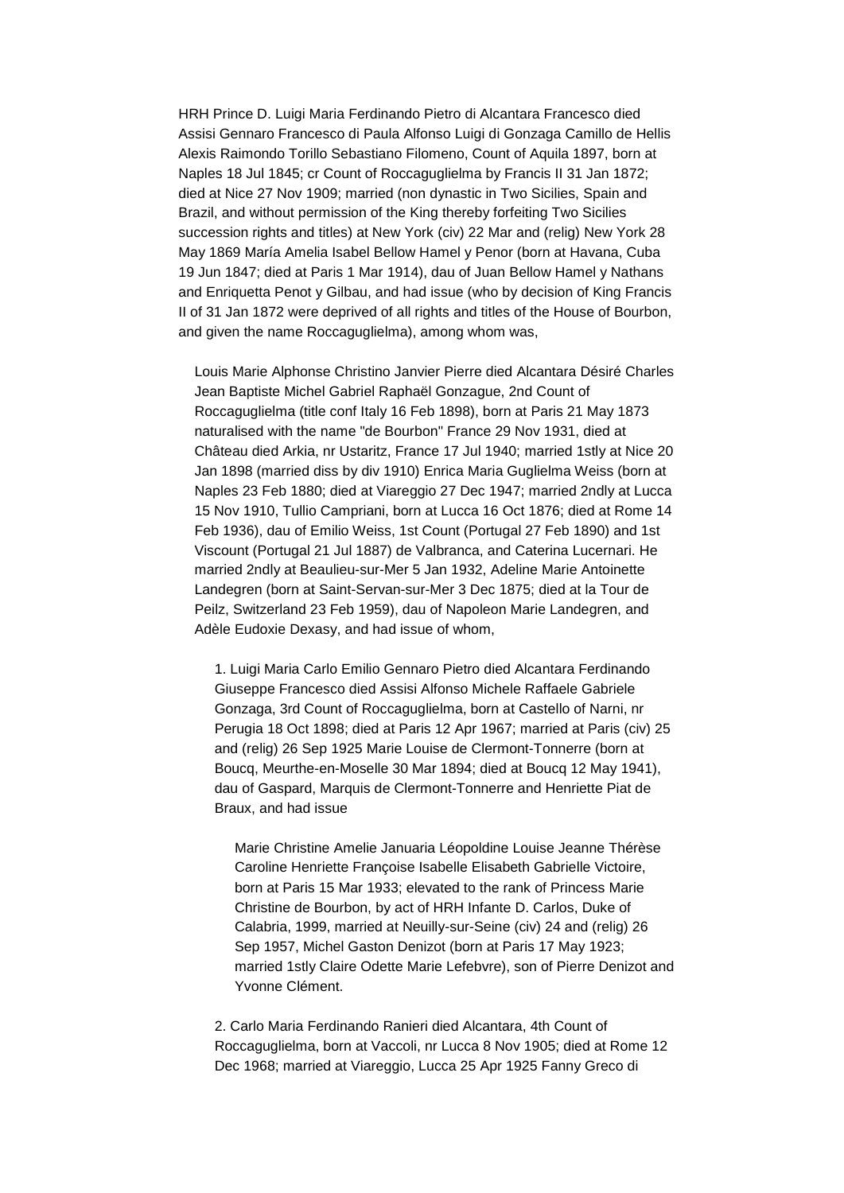HRH Prince D. Luigi Maria Ferdinando Pietro di Alcantara Francesco died Assisi Gennaro Francesco di Paula Alfonso Luigi di Gonzaga Camillo de Hellis Alexis Raimondo Torillo Sebastiano Filomeno, Count of Aquila 1897, born at Naples 18 Jul 1845; cr Count of Roccaguglielma by Francis II 31 Jan 1872; died at Nice 27 Nov 1909; married (non dynastic in Two Sicilies, Spain and Brazil, and without permission of the King thereby forfeiting Two Sicilies succession rights and titles) at New York (civ) 22 Mar and (relig) New York 28 May 1869 María Amelia Isabel Bellow Hamel y Penor (born at Havana, Cuba 19 Jun 1847; died at Paris 1 Mar 1914), dau of Juan Bellow Hamel y Nathans and Enriquetta Penot y Gilbau, and had issue (who by decision of King Francis II of 31 Jan 1872 were deprived of all rights and titles of the House of Bourbon, and given the name Roccaguglielma), among whom was,

> Louis Marie Alphonse Christino Janvier Pierre died Alcantara Désiré Charles Jean Baptiste Michel Gabriel Raphaël Gonzague, 2nd Count of Roccaguglielma (title conf Italy 16 Feb 1898), born at Paris 21 May 1873 naturalised with the name "de Bourbon" France 29 Nov 1931, died at Château died Arkia, nr Ustaritz, France 17 Jul 1940; married 1stly at Nice 20 Jan 1898 (married diss by div 1910) Enrica Maria Guglielma Weiss (born at Naples 23 Feb 1880; died at Viareggio 27 Dec 1947; married 2ndly at Lucca 15 Nov 1910, Tullio Campriani, born at Lucca 16 Oct 1876; died at Rome 14 Feb 1936), dau of Emilio Weiss, 1st Count (Portugal 27 Feb 1890) and 1st Viscount (Portugal 21 Jul 1887) de Valbranca, and Caterina Lucernari. He married 2ndly at Beaulieu-sur-Mer 5 Jan 1932, Adeline Marie Antoinette Landegren (born at Saint-Servan-sur-Mer 3 Dec 1875; died at la Tour de Peilz, Switzerland 23 Feb 1959), dau of Napoleon Marie Landegren, and Adèle Eudoxie Dexasy, and had issue of whom,
>
> 1. Luigi Maria Carlo Emilio Gennaro Pietro died Alcantara Ferdinando Giuseppe Francesco died Assisi Alfonso Michele Raffaele Gabriele Gonzaga, 3rd Count of Roccaguglielma, born at Castello of Narni, nr Perugia 18 Oct 1898; died at Paris 12 Apr 1967; married at Paris (civ) 25 and (relig) 26 Sep 1925 Marie Louise de Clermont-Tonnerre (born at Boucq, Meurthe-en-Moselle 30 Mar 1894; died at Boucq 12 May 1941), dau of Gaspard, Marquis de Clermont-Tonnerre and Henriette Piat de Braux, and had issue
>
>    Marie Christine Amelie Januaria Léopoldine Louise Jeanne Thérèse Caroline Henriette Françoise Isabelle Elisabeth Gabrielle Victoire, born at Paris 15 Mar 1933; elevated to the rank of Princess Marie Christine de Bourbon, by act of HRH Infante D. Carlos, Duke of Calabria, 1999, married at Neuilly-sur-Seine (civ) 24 and (relig) 26 Sep 1957, Michel Gaston Denizot (born at Paris 17 May 1923; married 1stly Claire Odette Marie Lefebvre), son of Pierre Denizot and Yvonne Clément.
>
> 2. Carlo Maria Ferdinando Ranieri died Alcantara, 4th Count of Roccaguglielma, born at Vaccoli, nr Lucca 8 Nov 1905; died at Rome 12 Dec 1968; married at Viareggio, Lucca 25 Apr 1925 Fanny Greco di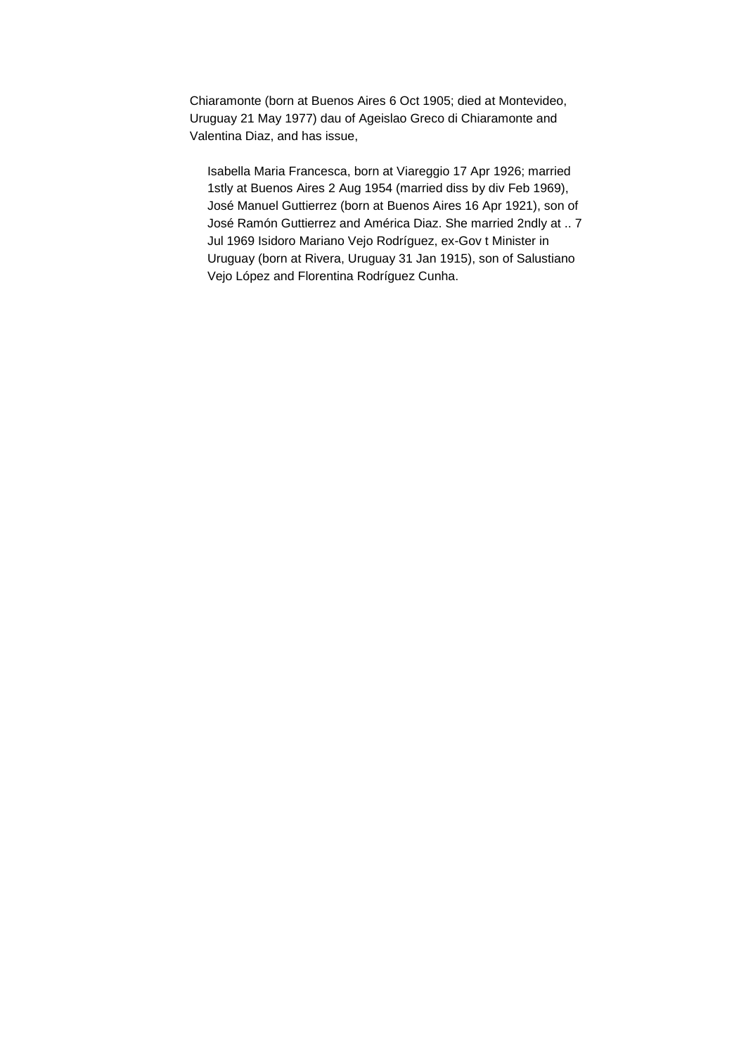Chiaramonte (born at Buenos Aires 6 Oct 1905; died at Montevideo, Uruguay 21 May 1977) dau of Ageislao Greco di Chiaramonte and Valentina Diaz, and has issue,

Isabella Maria Francesca, born at Viareggio 17 Apr 1926; married 1stly at Buenos Aires 2 Aug 1954 (married diss by div Feb 1969), José Manuel Guttierrez (born at Buenos Aires 16 Apr 1921), son of José Ramón Guttierrez and América Diaz. She married 2ndly at .. 7 Jul 1969 Isidoro Mariano Vejo Rodríguez, ex-Gov t Minister in Uruguay (born at Rivera, Uruguay 31 Jan 1915), son of Salustiano Vejo López and Florentina Rodríguez Cunha.